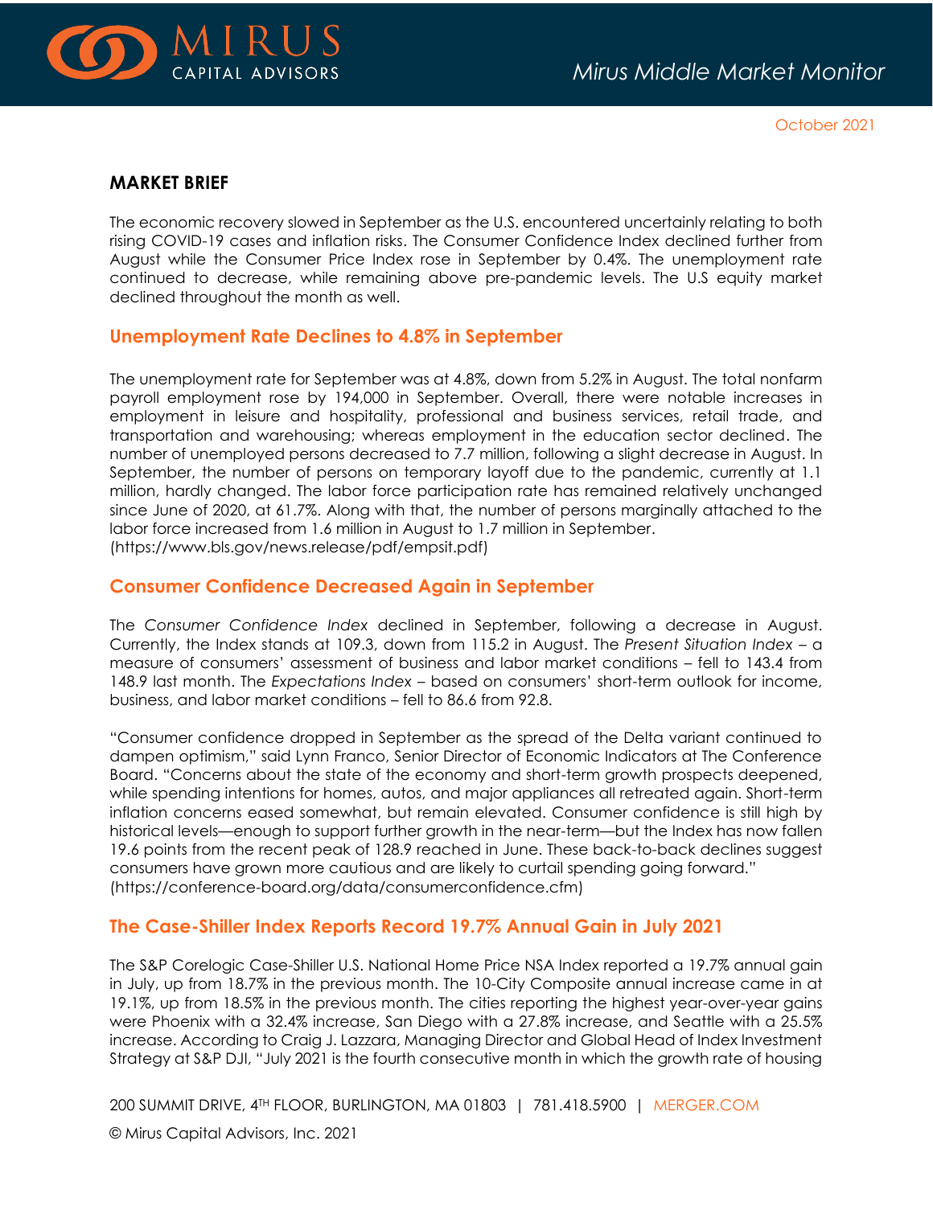# Mirus Middle Market Monitor

October 2021

## MARKET BRIEF

The economic recovery slowed in September as the U.S. encountered uncertainly relating to both rising COVID-19 cases and inflation risks. The Consumer Confidence Index declined further from August while the Consumer Price Index rose in September by 0.4%. The unemployment rate continued to decrease, while remaining above pre-pandemic levels. The U.S equity market declined throughout the month as well.

### Unemployment Rate Declines to 4.8% in September

The unemployment rate for September was at 4.8%, down from 5.2% in August. The total nonfarm payroll employment rose by 194,000 in September. Overall, there were notable increases in employment in leisure and hospitality, professional and business services, retail trade, and transportation and warehousing; whereas employment in the education sector declined. The number of unemployed persons decreased to 7.7 million, following a slight decrease in August. In September, the number of persons on temporary layoff due to the pandemic, currently at 1.1 million, hardly changed. The labor force participation rate has remained relatively unchanged since June of 2020, at 61.7%. Along with that, the number of persons marginally attached to the labor force increased from 1.6 million in August to 1.7 million in September.
(https://www.bls.gov/news.release/pdf/empsit.pdf)

### Consumer Confidence Decreased Again in September

The *Consumer Confidence Index* declined in September, following a decrease in August. Currently, the Index stands at 109.3, down from 115.2 in August. The *Present Situation Index* – a measure of consumers' assessment of business and labor market conditions – fell to 143.4 from 148.9 last month. The *Expectations Index* – based on consumers' short-term outlook for income, business, and labor market conditions – fell to 86.6 from 92.8.

"Consumer confidence dropped in September as the spread of the Delta variant continued to dampen optimism," said Lynn Franco, Senior Director of Economic Indicators at The Conference Board. "Concerns about the state of the economy and short-term growth prospects deepened, while spending intentions for homes, autos, and major appliances all retreated again. Short-term inflation concerns eased somewhat, but remain elevated. Consumer confidence is still high by historical levels—enough to support further growth in the near-term—but the Index has now fallen 19.6 points from the recent peak of 128.9 reached in June. These back-to-back declines suggest consumers have grown more cautious and are likely to curtail spending going forward."
(https://conference-board.org/data/consumerconfidence.cfm)

### The Case-Shiller Index Reports Record 19.7% Annual Gain in July 2021

The S&P Corelogic Case-Shiller U.S. National Home Price NSA Index reported a 19.7% annual gain in July, up from 18.7% in the previous month. The 10-City Composite annual increase came in at 19.1%, up from 18.5% in the previous month. The cities reporting the highest year-over-year gains were Phoenix with a 32.4% increase, San Diego with a 27.8% increase, and Seattle with a 25.5% increase. According to Craig J. Lazzara, Managing Director and Global Head of Index Investment Strategy at S&P DJI, "July 2021 is the fourth consecutive month in which the growth rate of housing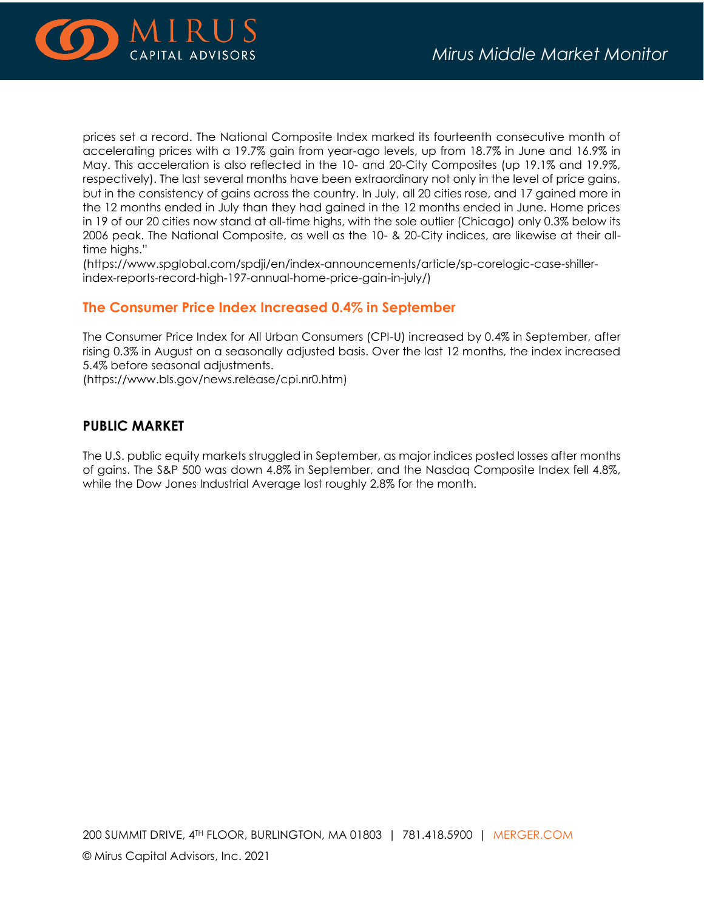prices set a record. The National Composite Index marked its fourteenth consecutive month of accelerating prices with a 19.7% gain from year-ago levels, up from 18.7% in June and 16.9% in May. This acceleration is also reflected in the 10- and 20-City Composites (up 19.1% and 19.9%, respectively). The last several months have been extraordinary not only in the level of price gains, but in the consistency of gains across the country. In July, all 20 cities rose, and 17 gained more in the 12 months ended in July than they had gained in the 12 months ended in June. Home prices in 19 of our 20 cities now stand at all-time highs, with the sole outlier (Chicago) only 0.3% below its 2006 peak. The National Composite, as well as the 10- & 20-City indices, are likewise at their all-time highs."
(https://www.spglobal.com/spdji/en/index-announcements/article/sp-corelogic-case-shiller-index-reports-record-high-197-annual-home-price-gain-in-july/)

### The Consumer Price Index Increased 0.4% in September

The Consumer Price Index for All Urban Consumers (CPI-U) increased by 0.4% in September, after rising 0.3% in August on a seasonally adjusted basis. Over the last 12 months, the index increased 5.4% before seasonal adjustments.
(https://www.bls.gov/news.release/cpi.nr0.htm)

## PUBLIC MARKET

The U.S. public equity markets struggled in September, as major indices posted losses after months of gains. The S&P 500 was down 4.8% in September, and the Nasdaq Composite Index fell 4.8%, while the Dow Jones Industrial Average lost roughly 2.8% for the month.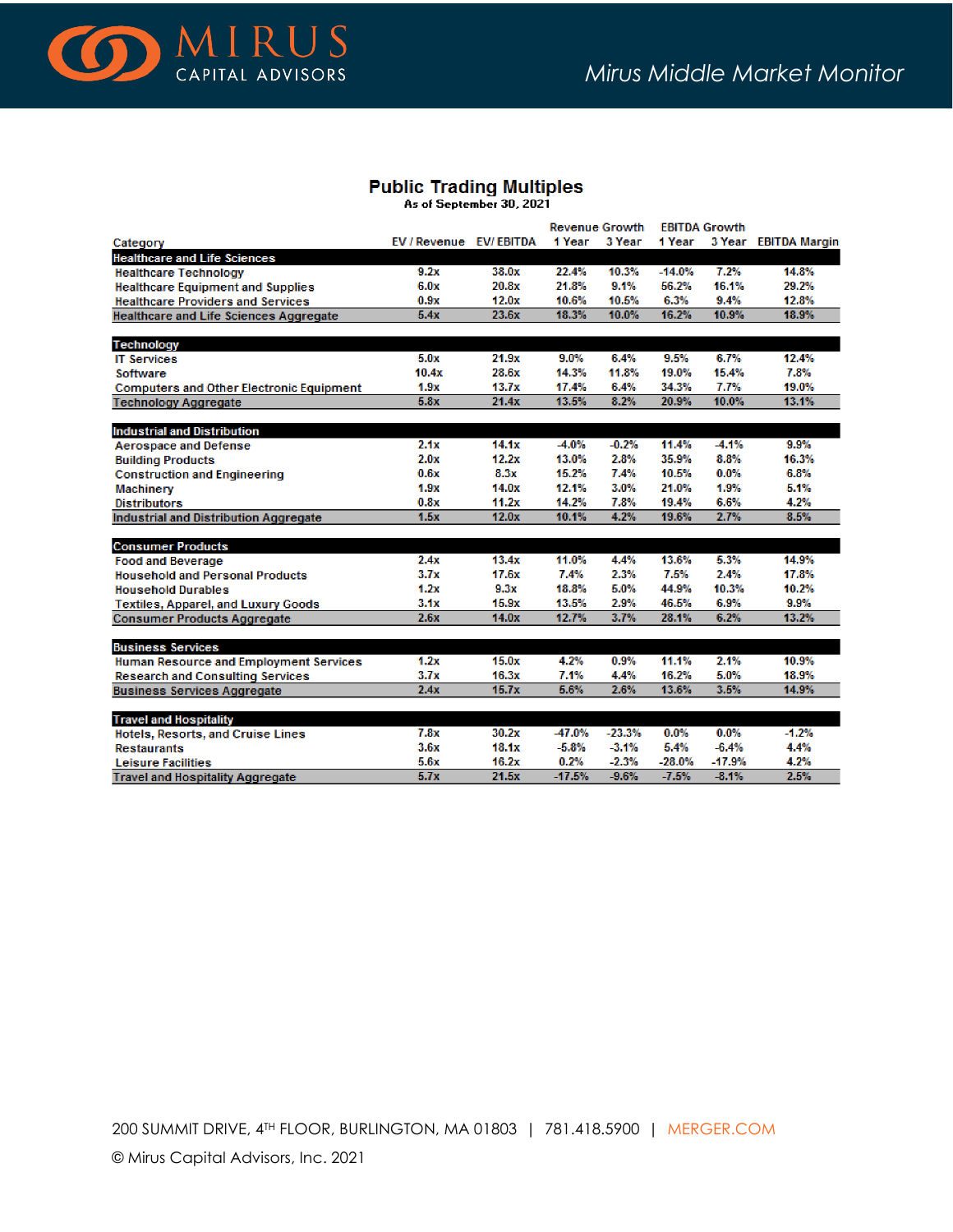## Public Trading Multiples

As of September 30, 2021

| Category | EV / Revenue | EV/ EBITDA | Revenue Growth 1 Year | Revenue Growth 3 Year | EBITDA Growth 1 Year | EBITDA Growth 3 Year | EBITDA Margin |
|---|---|---|---|---|---|---|---|
| **Healthcare and Life Sciences** | | | | | | | |
| Healthcare Technology | 9.2x | 38.0x | 22.4% | 10.3% | -14.0% | 7.2% | 14.8% |
| Healthcare Equipment and Supplies | 6.0x | 20.8x | 21.8% | 9.1% | 56.2% | 16.1% | 29.2% |
| Healthcare Providers and Services | 0.9x | 12.0x | 10.6% | 10.5% | 6.3% | 9.4% | 12.8% |
| Healthcare and Life Sciences Aggregate | 5.4x | 23.6x | 18.3% | 10.0% | 16.2% | 10.9% | 18.9% |
| **Technology** | | | | | | | |
| IT Services | 5.0x | 21.9x | 9.0% | 6.4% | 9.5% | 6.7% | 12.4% |
| Software | 10.4x | 28.6x | 14.3% | 11.8% | 19.0% | 15.4% | 7.8% |
| Computers and Other Electronic Equipment | 1.9x | 13.7x | 17.4% | 6.4% | 34.3% | 7.7% | 19.0% |
| Technology Aggregate | 5.8x | 21.4x | 13.5% | 8.2% | 20.9% | 10.0% | 13.1% |
| **Industrial and Distribution** | | | | | | | |
| Aerospace and Defense | 2.1x | 14.1x | -4.0% | -0.2% | 11.4% | -4.1% | 9.9% |
| Building Products | 2.0x | 12.2x | 13.0% | 2.8% | 35.9% | 8.8% | 16.3% |
| Construction and Engineering | 0.6x | 8.3x | 15.2% | 7.4% | 10.5% | 0.0% | 6.8% |
| Machinery | 1.9x | 14.0x | 12.1% | 3.0% | 21.0% | 1.9% | 5.1% |
| Distributors | 0.8x | 11.2x | 14.2% | 7.8% | 19.4% | 6.6% | 4.2% |
| Industrial and Distribution Aggregate | 1.5x | 12.0x | 10.1% | 4.2% | 19.6% | 2.7% | 8.5% |
| **Consumer Products** | | | | | | | |
| Food and Beverage | 2.4x | 13.4x | 11.0% | 4.4% | 13.6% | 5.3% | 14.9% |
| Household and Personal Products | 3.7x | 17.6x | 7.4% | 2.3% | 7.5% | 2.4% | 17.8% |
| Household Durables | 1.2x | 9.3x | 18.8% | 5.0% | 44.9% | 10.3% | 10.2% |
| Textiles, Apparel, and Luxury Goods | 3.1x | 15.9x | 13.5% | 2.9% | 46.5% | 6.9% | 9.9% |
| Consumer Products Aggregate | 2.6x | 14.0x | 12.7% | 3.7% | 28.1% | 6.2% | 13.2% |
| **Business Services** | | | | | | | |
| Human Resource and Employment Services | 1.2x | 15.0x | 4.2% | 0.9% | 11.1% | 2.1% | 10.9% |
| Research and Consulting Services | 3.7x | 16.3x | 7.1% | 4.4% | 16.2% | 5.0% | 18.9% |
| Business Services Aggregate | 2.4x | 15.7x | 5.6% | 2.6% | 13.6% | 3.5% | 14.9% |
| **Travel and Hospitality** | | | | | | | |
| Hotels, Resorts, and Cruise Lines | 7.8x | 30.2x | -47.0% | -23.3% | 0.0% | 0.0% | -1.2% |
| Restaurants | 3.6x | 18.1x | -5.8% | -3.1% | 5.4% | -6.4% | 4.4% |
| Leisure Facilities | 5.6x | 16.2x | 0.2% | -2.3% | -28.0% | -17.9% | 4.2% |
| Travel and Hospitality Aggregate | 5.7x | 21.5x | -17.5% | -9.6% | -7.5% | -8.1% | 2.5% |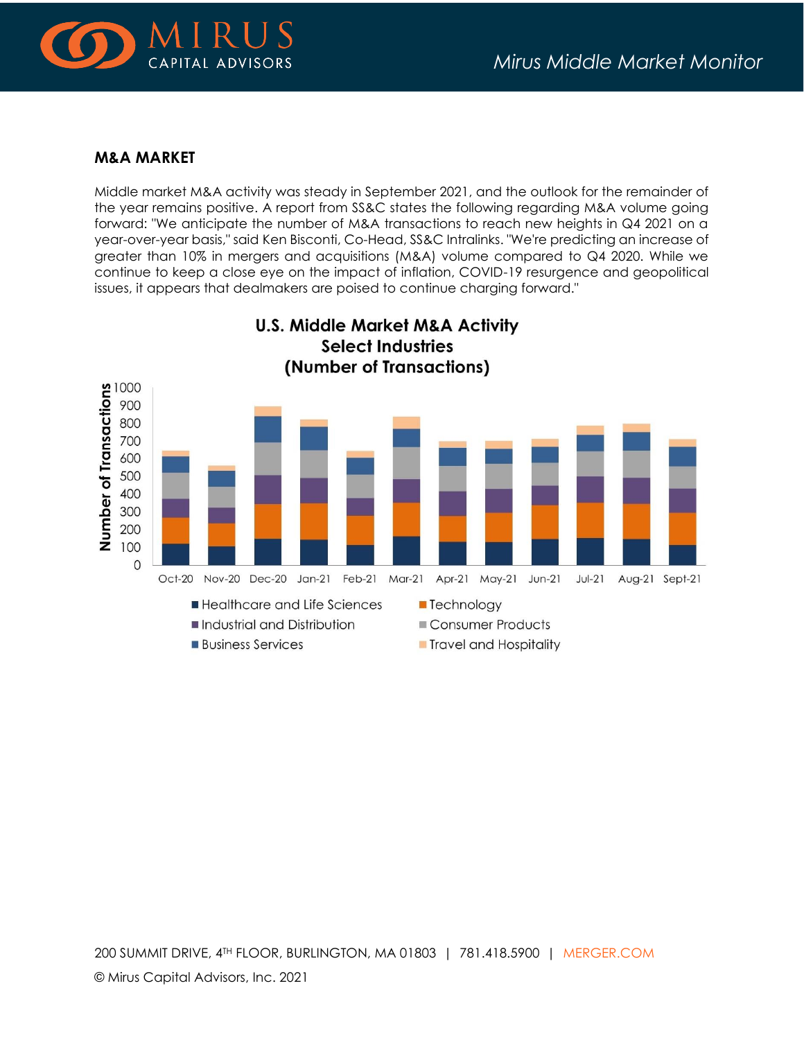## M&A MARKET

Middle market M&A activity was steady in September 2021, and the outlook for the remainder of the year remains positive. A report from SS&C states the following regarding M&A volume going forward: "We anticipate the number of M&A transactions to reach new heights in Q4 2021 on a year-over-year basis," said Ken Bisconti, Co-Head, SS&C Intralinks. "We're predicting an increase of greater than 10% in mergers and acquisitions (M&A) volume compared to Q4 2020. While we continue to keep a close eye on the impact of inflation, COVID-19 resurgence and geopolitical issues, it appears that dealmakers are poised to continue charging forward."

**U.S. Middle Market M&A Activity Select Industries (Number of Transactions)**

Legend: Healthcare and Life Sciences; Technology; Industrial and Distribution; Consumer Products; Business Services; Travel and Hospitality

Months: Oct-20, Nov-20, Dec-20, Jan-21, Feb-21, Mar-21, Apr-21, May-21, Jun-21, Jul-21, Aug-21, Sept-21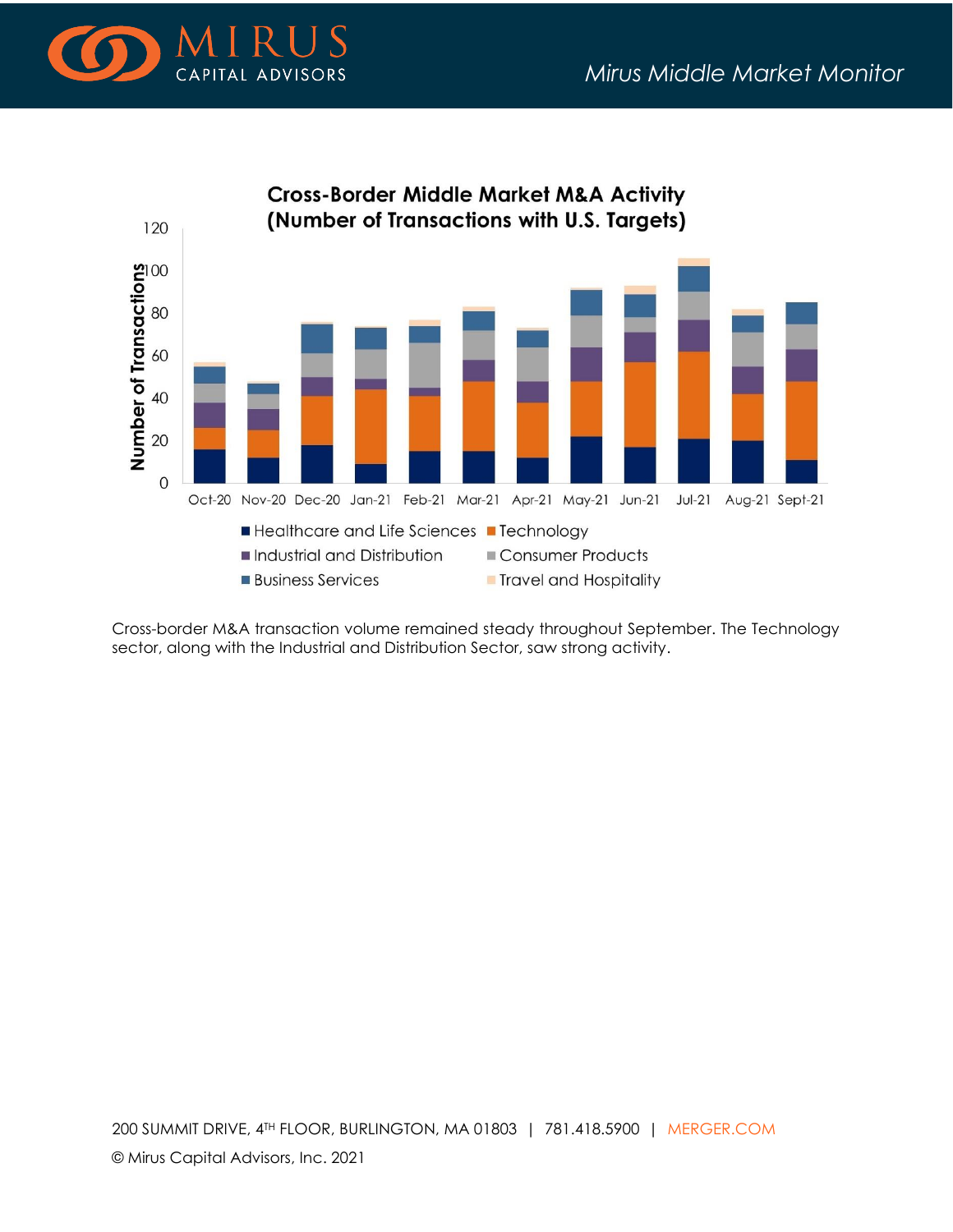**Cross-Border Middle Market M&A Activity (Number of Transactions with U.S. Targets)**

Cross-border M&A transaction volume remained steady throughout September. The Technology sector, along with the Industrial and Distribution Sector, saw strong activity.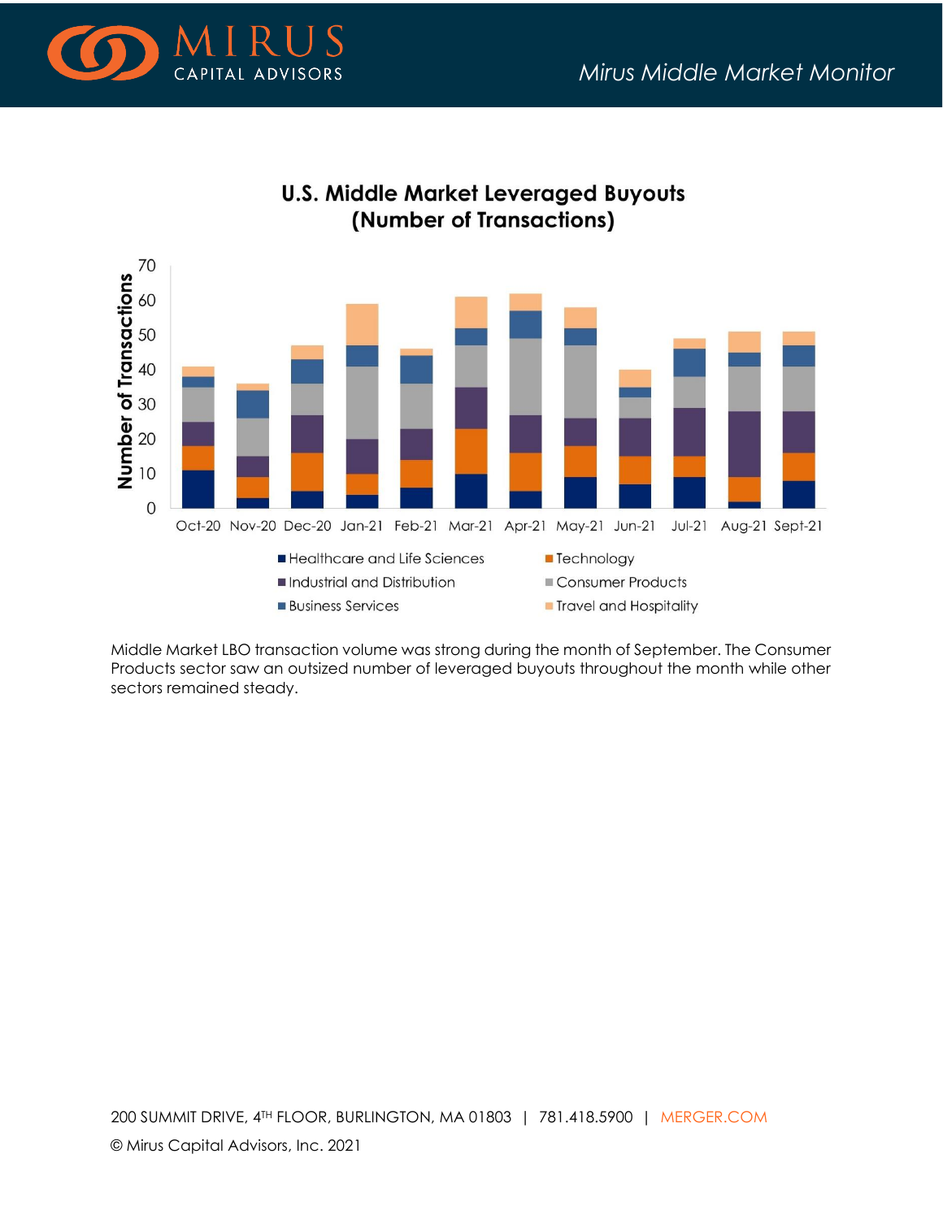## U.S. Middle Market Leveraged Buyouts (Number of Transactions)

Middle Market LBO transaction volume was strong during the month of September. The Consumer Products sector saw an outsized number of leveraged buyouts throughout the month while other sectors remained steady.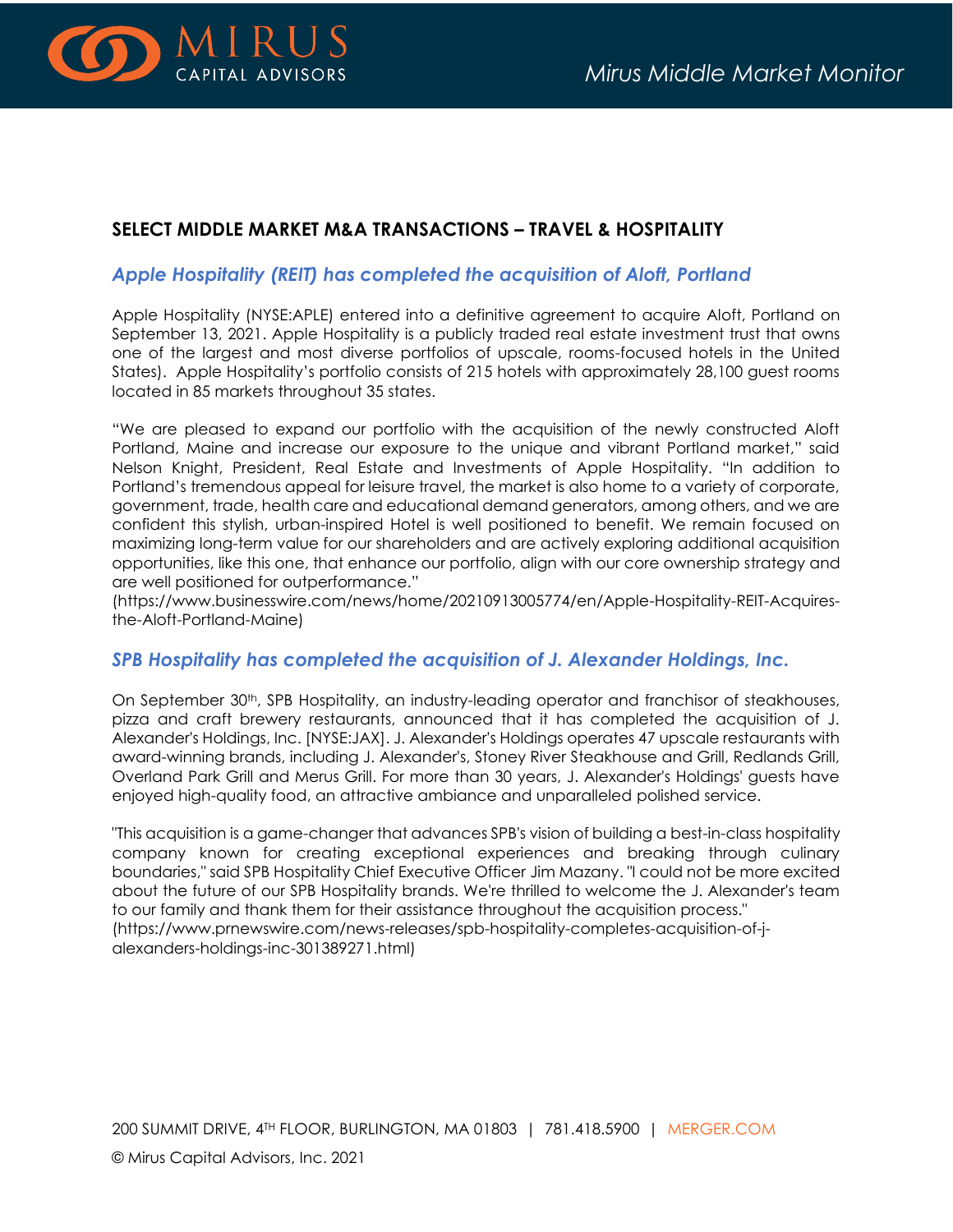## SELECT MIDDLE MARKET M&A TRANSACTIONS – TRAVEL & HOSPITALITY

### *Apple Hospitality (REIT) has completed the acquisition of Aloft, Portland*

Apple Hospitality (NYSE:APLE) entered into a definitive agreement to acquire Aloft, Portland on September 13, 2021. Apple Hospitality is a publicly traded real estate investment trust that owns one of the largest and most diverse portfolios of upscale, rooms-focused hotels in the United States). Apple Hospitality's portfolio consists of 215 hotels with approximately 28,100 guest rooms located in 85 markets throughout 35 states.

"We are pleased to expand our portfolio with the acquisition of the newly constructed Aloft Portland, Maine and increase our exposure to the unique and vibrant Portland market," said Nelson Knight, President, Real Estate and Investments of Apple Hospitality. "In addition to Portland's tremendous appeal for leisure travel, the market is also home to a variety of corporate, government, trade, health care and educational demand generators, among others, and we are confident this stylish, urban-inspired Hotel is well positioned to benefit. We remain focused on maximizing long-term value for our shareholders and are actively exploring additional acquisition opportunities, like this one, that enhance our portfolio, align with our core ownership strategy and are well positioned for outperformance."
(https://www.businesswire.com/news/home/20210913005774/en/Apple-Hospitality-REIT-Acquires-the-Aloft-Portland-Maine)

### *SPB Hospitality has completed the acquisition of J. Alexander Holdings, Inc.*

On September 30th, SPB Hospitality, an industry-leading operator and franchisor of steakhouses, pizza and craft brewery restaurants, announced that it has completed the acquisition of J. Alexander's Holdings, Inc. [NYSE:JAX]. J. Alexander's Holdings operates 47 upscale restaurants with award-winning brands, including J. Alexander's, Stoney River Steakhouse and Grill, Redlands Grill, Overland Park Grill and Merus Grill. For more than 30 years, J. Alexander's Holdings' guests have enjoyed high-quality food, an attractive ambiance and unparalleled polished service.

"This acquisition is a game-changer that advances SPB's vision of building a best-in-class hospitality company known for creating exceptional experiences and breaking through culinary boundaries," said SPB Hospitality Chief Executive Officer Jim Mazany. "I could not be more excited about the future of our SPB Hospitality brands. We're thrilled to welcome the J. Alexander's team to our family and thank them for their assistance throughout the acquisition process."
(https://www.prnewswire.com/news-releases/spb-hospitality-completes-acquisition-of-j-alexanders-holdings-inc-301389271.html)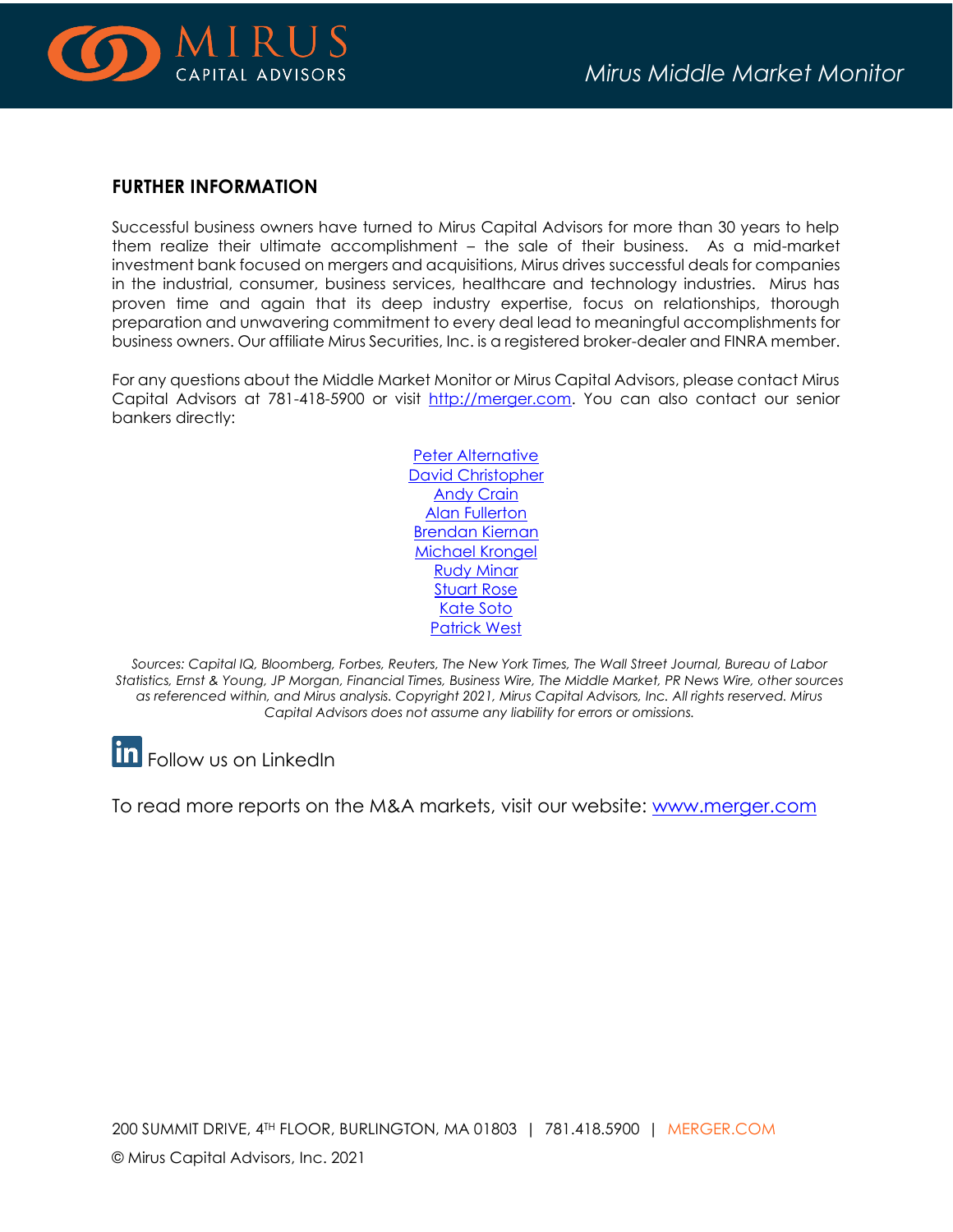## FURTHER INFORMATION

Successful business owners have turned to Mirus Capital Advisors for more than 30 years to help them realize their ultimate accomplishment – the sale of their business. As a mid-market investment bank focused on mergers and acquisitions, Mirus drives successful deals for companies in the industrial, consumer, business services, healthcare and technology industries. Mirus has proven time and again that its deep industry expertise, focus on relationships, thorough preparation and unwavering commitment to every deal lead to meaningful accomplishments for business owners. Our affiliate Mirus Securities, Inc. is a registered broker-dealer and FINRA member.

For any questions about the Middle Market Monitor or Mirus Capital Advisors, please contact Mirus Capital Advisors at 781-418-5900 or visit http://merger.com. You can also contact our senior bankers directly:

Peter Alternative
David Christopher
Andy Crain
Alan Fullerton
Brendan Kiernan
Michael Krongel
Rudy Minar
Stuart Rose
Kate Soto
Patrick West

*Sources: Capital IQ, Bloomberg, Forbes, Reuters, The New York Times, The Wall Street Journal, Bureau of Labor Statistics, Ernst & Young, JP Morgan, Financial Times, Business Wire, The Middle Market, PR News Wire, other sources as referenced within, and Mirus analysis. Copyright 2021, Mirus Capital Advisors, Inc. All rights reserved. Mirus Capital Advisors does not assume any liability for errors or omissions.*

Follow us on LinkedIn

To read more reports on the M&A markets, visit our website: www.merger.com

200 SUMMIT DRIVE, 4TH FLOOR, BURLINGTON, MA 01803 | 781.418.5900 | MERGER.COM

© Mirus Capital Advisors, Inc. 2021